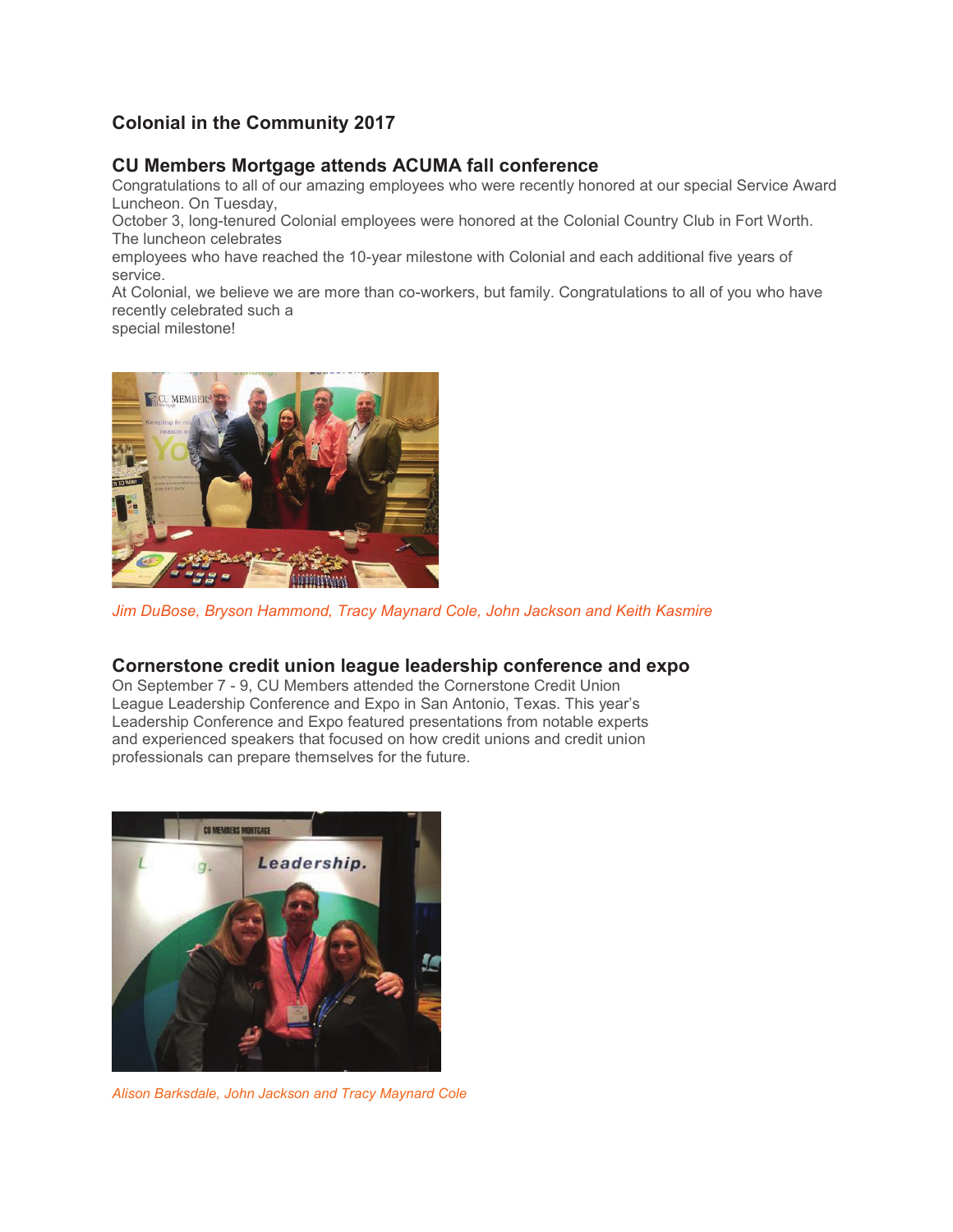# Colonial in the Community 2017

## CU Members Mortgage attends ACUMA fall conference

Congratulations to all of our amazing employees who were recently honored at our special Service Award Luncheon. On Tuesday, October 3, long-tenured Colonial employees were honored at the Colonial Country Club in Fort Worth. The luncheon celebrates employees who have reached the 10-year milestone with Colonial and each additional five years of service.

At Colonial, we believe we are more than co-workers, but family. Congratulations to all of you who have recently celebrated such a special milestone!

*Jim DuBose, Bryson Hammond, Tracy Maynard Cole, John Jackson and Keith Kasmire*

## Cornerstone credit union league leadership conference and expo

On September 7 - 9, CU Members attended the Cornerstone Credit Union League Leadership Conference and Expo in San Antonio, Texas. This year's Leadership Conference and Expo featured presentations from notable experts and experienced speakers that focused on how credit unions and credit union professionals can prepare themselves for the future.

*Alison Barksdale, John Jackson and Tracy Maynard Cole*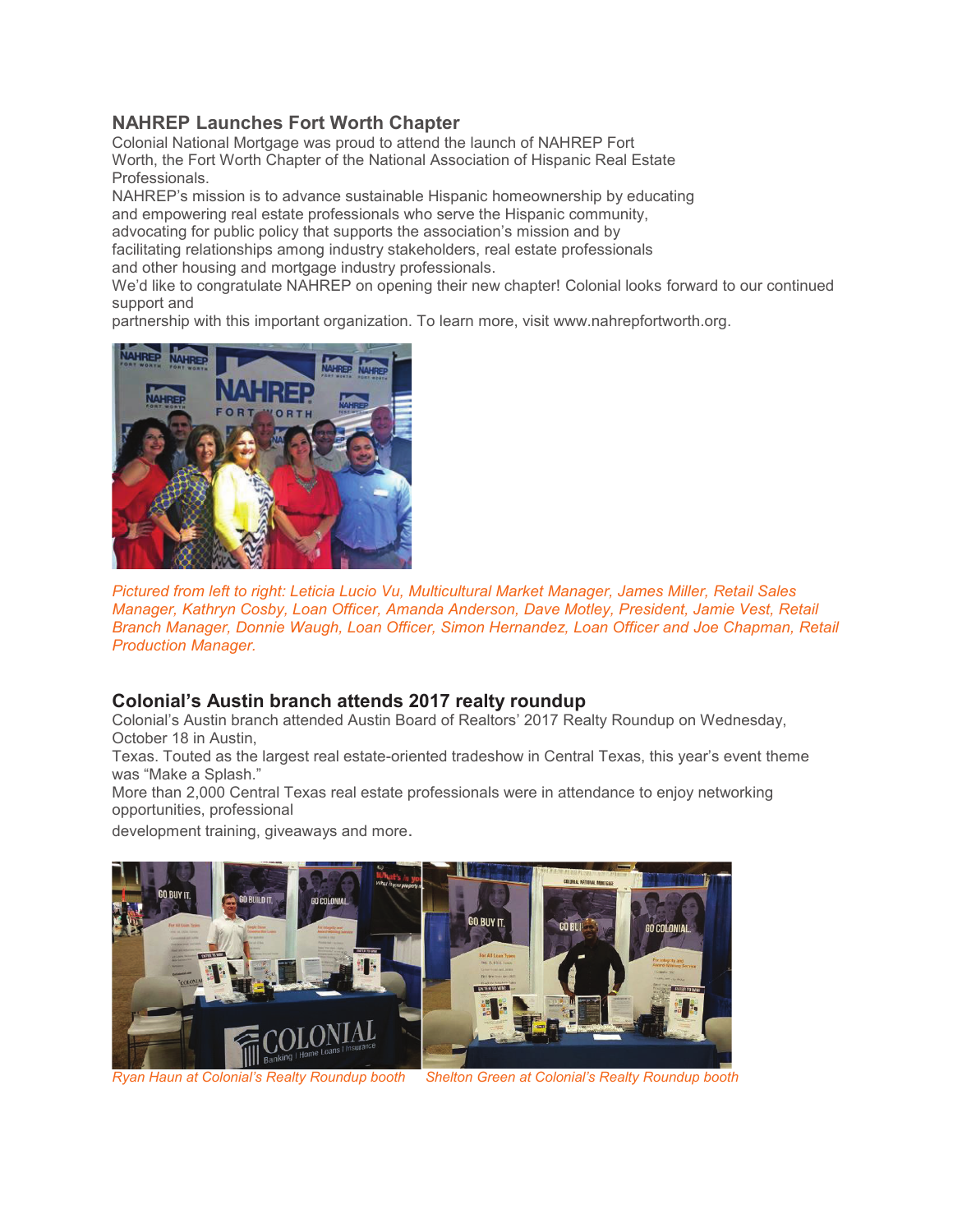### NAHREP Launches Fort Worth Chapter

Colonial National Mortgage was proud to attend the launch of NAHREP Fort Worth, the Fort Worth Chapter of the National Association of Hispanic Real Estate Professionals.

NAHREP's mission is to advance sustainable Hispanic homeownership by educating and empowering real estate professionals who serve the Hispanic community, advocating for public policy that supports the association's mission and by facilitating relationships among industry stakeholders, real estate professionals and other housing and mortgage industry professionals.

We'd like to congratulate NAHREP on opening their new chapter! Colonial looks forward to our continued support and partnership with this important organization. To learn more, visit www.nahrepfortworth.org.

*Pictured from left to right: Leticia Lucio Vu, Multicultural Market Manager, James Miller, Retail Sales Manager, Kathryn Cosby, Loan Officer, Amanda Anderson, Dave Motley, President, Jamie Vest, Retail Branch Manager, Donnie Waugh, Loan Officer, Simon Hernandez, Loan Officer and Joe Chapman, Retail Production Manager.*

### Colonial's Austin branch attends 2017 realty roundup

Colonial's Austin branch attended Austin Board of Realtors' 2017 Realty Roundup on Wednesday, October 18 in Austin, Texas. Touted as the largest real estate-oriented tradeshow in Central Texas, this year's event theme was "Make a Splash."

More than 2,000 Central Texas real estate professionals were in attendance to enjoy networking opportunities, professional development training, giveaways and more.

*Ryan Haun at Colonial's Realty Roundup booth*

*Shelton Green at Colonial's Realty Roundup booth*